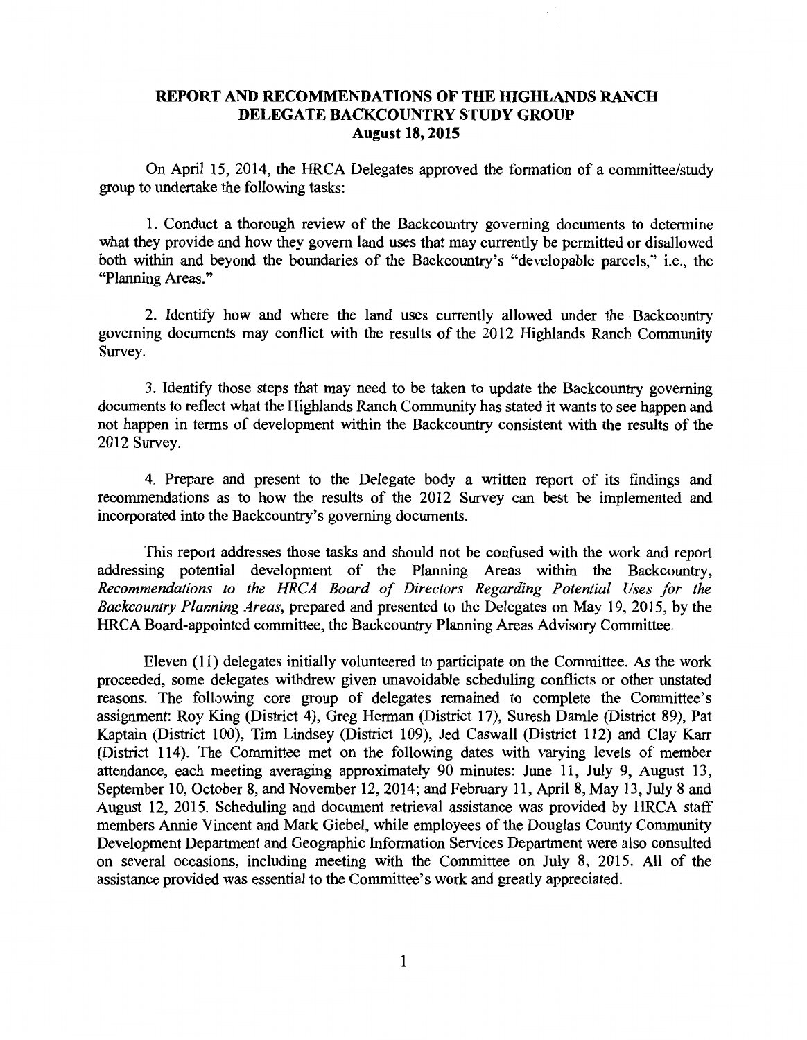# REPORT AND RECOMMENDATIONS OF THE HIGHLANDS RANCH DELEGATE BACKCOUNTRY STUDY GROUP

**August 18, 2015**

On April 15, 2014, the HRCA Delegates approved the formation of a committee/study group to undertake the following tasks:

1. Conduct a thorough review of the Backcountry governing documents to determine what they provide and how they govern land uses that may currently be permitted or disallowed both within and beyond the boundaries of the Backcountry's "developable parcels," i.e., the "Planning Areas."

2. Identify how and where the land uses currently allowed under the Backcountry governing documents may conflict with the results of the 2012 Highlands Ranch Community Survey.

3. Identify those steps that may need to be taken to update the Backcountry governing documents to reflect what the Highlands Ranch Community has stated it wants to see happen and not happen in terms of development within the Backcountry consistent with the results of the 2012 Survey.

4. Prepare and present to the Delegate body a written report of its findings and recommendations as to how the results of the 2012 Survey can best be implemented and incorporated into the Backcountry's governing documents.

This report addresses those tasks and should not be confused with the work and report addressing potential development of the Planning Areas within the Backcountry, *Recommendations to the HRCA Board of Directors Regarding Potential Uses for the Backcountry Planning Areas*, prepared and presented to the Delegates on May 19, 2015, by the HRCA Board-appointed committee, the Backcountry Planning Areas Advisory Committee.

Eleven (11) delegates initially volunteered to participate on the Committee. As the work proceeded, some delegates withdrew given unavoidable scheduling conflicts or other unstated reasons. The following core group of delegates remained to complete the Committee's assignment: Roy King (District 4), Greg Herman (District 17), Suresh Damle (District 89), Pat Kaptain (District 100), Tim Lindsey (District 109), Jed Caswall (District 112) and Clay Karr (District 114). The Committee met on the following dates with varying levels of member attendance, each meeting averaging approximately 90 minutes: June 11, July 9, August 13, September 10, October 8, and November 12, 2014; and February 11, April 8, May 13, July 8 and August 12, 2015. Scheduling and document retrieval assistance was provided by HRCA staff members Annie Vincent and Mark Giebel, while employees of the Douglas County Community Development Department and Geographic Information Services Department were also consulted on several occasions, including meeting with the Committee on July 8, 2015. All of the assistance provided was essential to the Committee's work and greatly appreciated.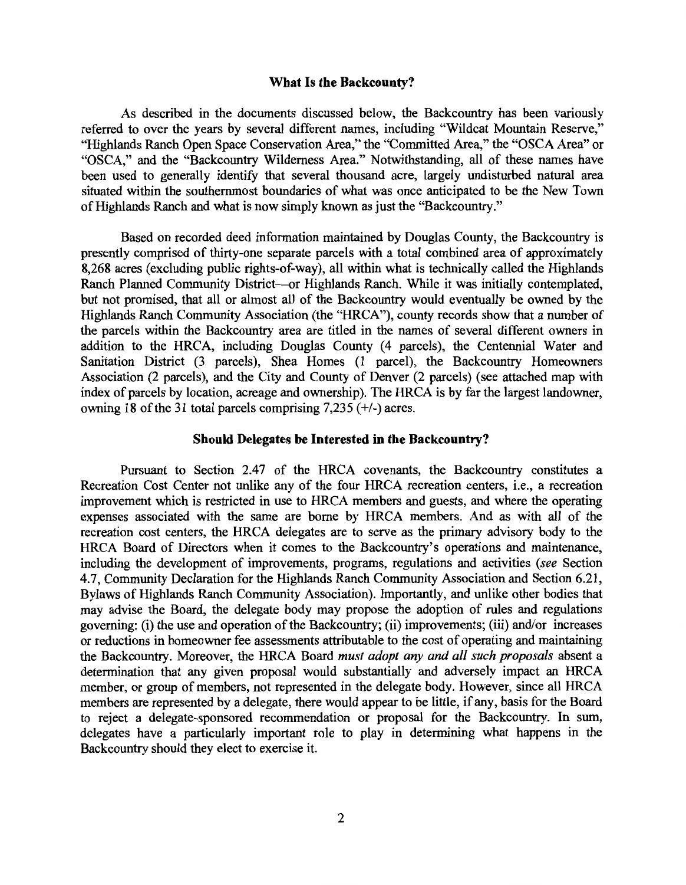## What Is the Backcounty?

As described in the documents discussed below, the Backcountry has been variously referred to over the years by several different names, including "Wildcat Mountain Reserve," "Highlands Ranch Open Space Conservation Area," the "Committed Area," the "OSCA Area" or "OSCA," and the "Backcountry Wilderness Area." Notwithstanding, all of these names have been used to generally identify that several thousand acre, largely undisturbed natural area situated within the southernmost boundaries of what was once anticipated to be the New Town of Highlands Ranch and what is now simply known as just the "Backcountry."

Based on recorded deed information maintained by Douglas County, the Backcountry is presently comprised of thirty-one separate parcels with a total combined area of approximately 8,268 acres (excluding public rights-of-way), all within what is technically called the Highlands Ranch Planned Community District—or Highlands Ranch. While it was initially contemplated, but not promised, that all or almost all of the Backcountry would eventually be owned by the Highlands Ranch Community Association (the "HRCA"), county records show that a number of the parcels within the Backcountry area are titled in the names of several different owners in addition to the HRCA, including Douglas County (4 parcels), the Centennial Water and Sanitation District (3 parcels), Shea Homes (1 parcel), the Backcountry Homeowners Association (2 parcels), and the City and County of Denver (2 parcels) (see attached map with index of parcels by location, acreage and ownership). The HRCA is by far the largest landowner, owning 18 of the 31 total parcels comprising 7,235 (+/-) acres.

## Should Delegates be Interested in the Backcountry?

Pursuant to Section 2.47 of the HRCA covenants, the Backcountry constitutes a Recreation Cost Center not unlike any of the four HRCA recreation centers, i.e., a recreation improvement which is restricted in use to HRCA members and guests, and where the operating expenses associated with the same are borne by HRCA members. And as with all of the recreation cost centers, the HRCA delegates are to serve as the primary advisory body to the HRCA Board of Directors when it comes to the Backcountry's operations and maintenance, including the development of improvements, programs, regulations and activities (*see* Section 4.7, Community Declaration for the Highlands Ranch Community Association and Section 6.21, Bylaws of Highlands Ranch Community Association). Importantly, and unlike other bodies that may advise the Board, the delegate body may propose the adoption of rules and regulations governing: (i) the use and operation of the Backcountry; (ii) improvements; (iii) and/or increases or reductions in homeowner fee assessments attributable to the cost of operating and maintaining the Backcountry. Moreover, the HRCA Board *must adopt any and all such proposals* absent a determination that any given proposal would substantially and adversely impact an HRCA member, or group of members, not represented in the delegate body. However, since all HRCA members are represented by a delegate, there would appear to be little, if any, basis for the Board to reject a delegate-sponsored recommendation or proposal for the Backcountry. In sum, delegates have a particularly important role to play in determining what happens in the Backcountry should they elect to exercise it.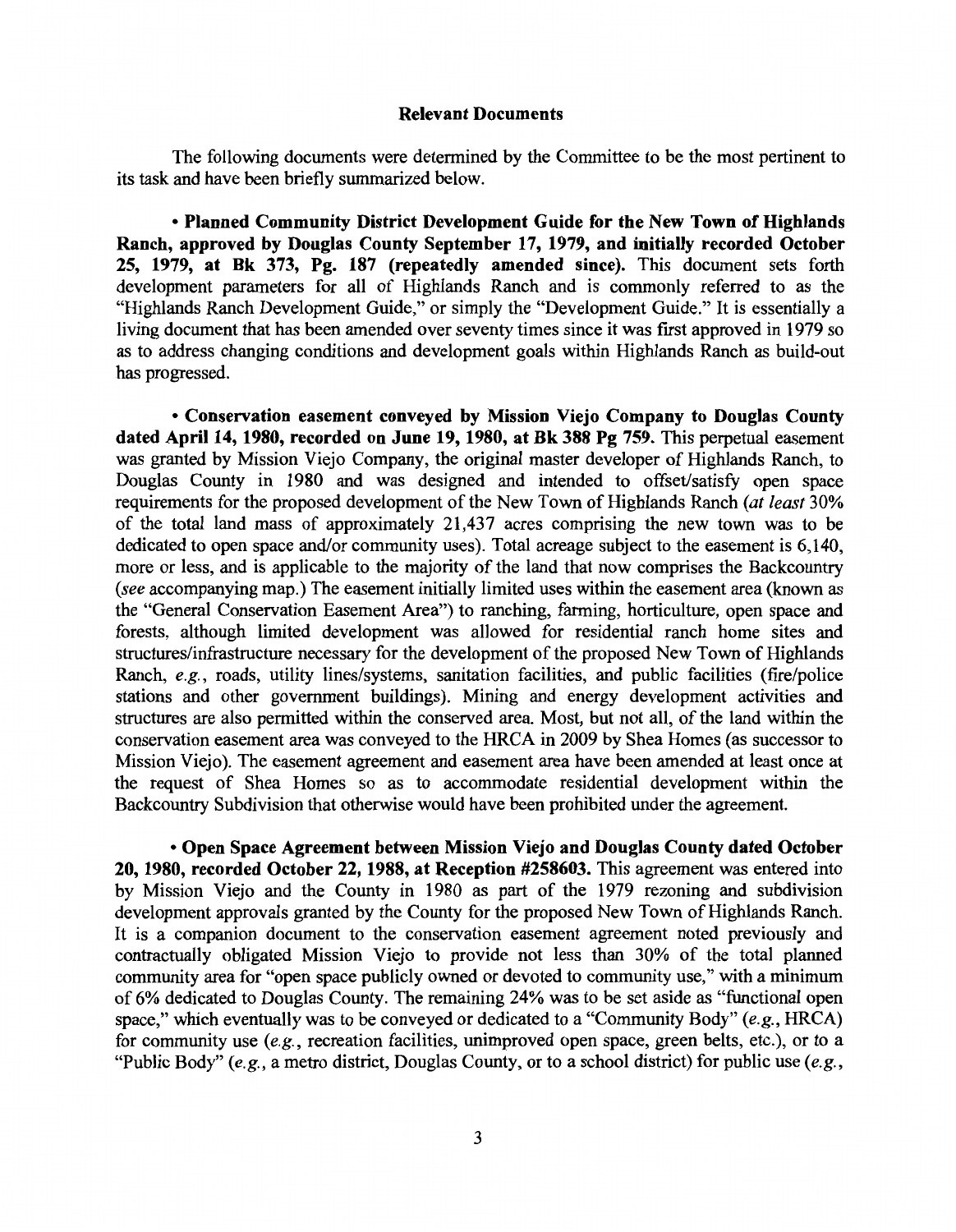**Relevant Documents**

The following documents were determined by the Committee to be the most pertinent to its task and have been briefly summarized below.

• **Planned Community District Development Guide for the New Town of Highlands Ranch, approved by Douglas County September 17, 1979, and initially recorded October 25, 1979, at Bk 373, Pg. 187 (repeatedly amended since).** This document sets forth development parameters for all of Highlands Ranch and is commonly referred to as the "Highlands Ranch Development Guide," or simply the "Development Guide." It is essentially a living document that has been amended over seventy times since it was first approved in 1979 so as to address changing conditions and development goals within Highlands Ranch as build-out has progressed.

• **Conservation easement conveyed by Mission Viejo Company to Douglas County dated April 14, 1980, recorded on June 19, 1980, at Bk 388 Pg 759.** This perpetual easement was granted by Mission Viejo Company, the original master developer of Highlands Ranch, to Douglas County in 1980 and was designed and intended to offset/satisfy open space requirements for the proposed development of the New Town of Highlands Ranch (*at least* 30% of the total land mass of approximately 21,437 acres comprising the new town was to be dedicated to open space and/or community uses). Total acreage subject to the easement is 6,140, more or less, and is applicable to the majority of the land that now comprises the Backcountry (*see* accompanying map.) The easement initially limited uses within the easement area (known as the "General Conservation Easement Area") to ranching, farming, horticulture, open space and forests, although limited development was allowed for residential ranch home sites and structures/infrastructure necessary for the development of the proposed New Town of Highlands Ranch, *e.g.*, roads, utility lines/systems, sanitation facilities, and public facilities (fire/police stations and other government buildings). Mining and energy development activities and structures are also permitted within the conserved area. Most, but not all, of the land within the conservation easement area was conveyed to the HRCA in 2009 by Shea Homes (as successor to Mission Viejo). The easement agreement and easement area have been amended at least once at the request of Shea Homes so as to accommodate residential development within the Backcountry Subdivision that otherwise would have been prohibited under the agreement.

• **Open Space Agreement between Mission Viejo and Douglas County dated October 20, 1980, recorded October 22, 1988, at Reception #258603.** This agreement was entered into by Mission Viejo and the County in 1980 as part of the 1979 rezoning and subdivision development approvals granted by the County for the proposed New Town of Highlands Ranch. It is a companion document to the conservation easement agreement noted previously and contractually obligated Mission Viejo to provide not less than 30% of the total planned community area for "open space publicly owned or devoted to community use," with a minimum of 6% dedicated to Douglas County. The remaining 24% was to be set aside as "functional open space," which eventually was to be conveyed or dedicated to a "Community Body" (*e.g.*, HRCA) for community use (*e.g.*, recreation facilities, unimproved open space, green belts, etc.), or to a "Public Body" (*e.g.*, a metro district, Douglas County, or to a school district) for public use (*e.g.*,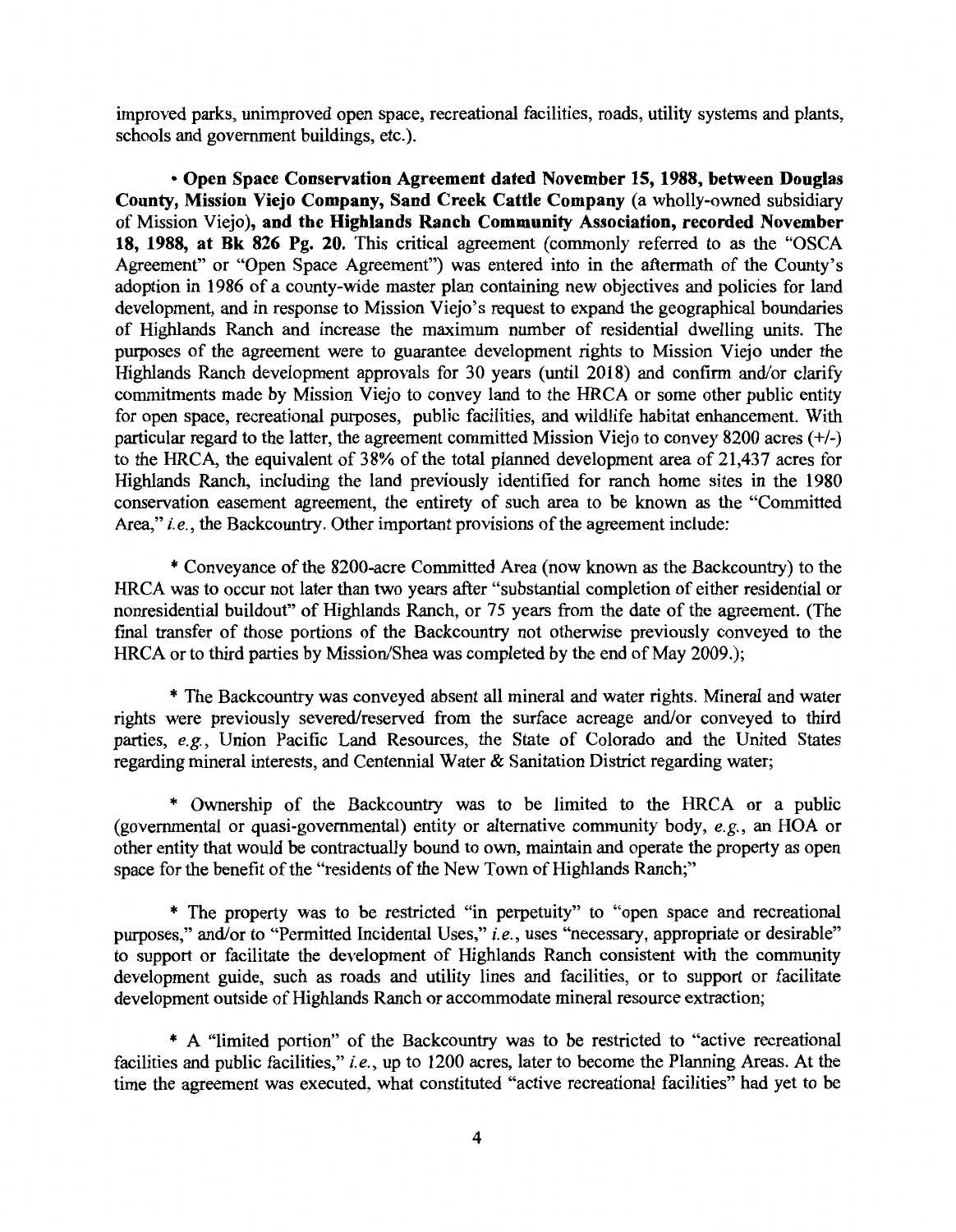improved parks, unimproved open space, recreational facilities, roads, utility systems and plants, schools and government buildings, etc.).

• **Open Space Conservation Agreement dated November 15, 1988, between Douglas County, Mission Viejo Company, Sand Creek Cattle Company** (a wholly-owned subsidiary of Mission Viejo)**, and the Highlands Ranch Community Association, recorded November 18, 1988, at Bk 826 Pg. 20.** This critical agreement (commonly referred to as the "OSCA Agreement" or "Open Space Agreement") was entered into in the aftermath of the County's adoption in 1986 of a county-wide master plan containing new objectives and policies for land development, and in response to Mission Viejo's request to expand the geographical boundaries of Highlands Ranch and increase the maximum number of residential dwelling units. The purposes of the agreement were to guarantee development rights to Mission Viejo under the Highlands Ranch development approvals for 30 years (until 2018) and confirm and/or clarify commitments made by Mission Viejo to convey land to the HRCA or some other public entity for open space, recreational purposes, public facilities, and wildlife habitat enhancement. With particular regard to the latter, the agreement committed Mission Viejo to convey 8200 acres (+/-) to the HRCA, the equivalent of 38% of the total planned development area of 21,437 acres for Highlands Ranch, including the land previously identified for ranch home sites in the 1980 conservation easement agreement, the entirety of such area to be known as the "Committed Area," *i.e.*, the Backcountry. Other important provisions of the agreement include:

* Conveyance of the 8200-acre Committed Area (now known as the Backcountry) to the HRCA was to occur not later than two years after "substantial completion of either residential or nonresidential buildout" of Highlands Ranch, or 75 years from the date of the agreement. (The final transfer of those portions of the Backcountry not otherwise previously conveyed to the HRCA or to third parties by Mission/Shea was completed by the end of May 2009.);

* The Backcountry was conveyed absent all mineral and water rights. Mineral and water rights were previously severed/reserved from the surface acreage and/or conveyed to third parties, *e.g.*, Union Pacific Land Resources, the State of Colorado and the United States regarding mineral interests, and Centennial Water & Sanitation District regarding water;

* Ownership of the Backcountry was to be limited to the HRCA or a public (governmental or quasi-governmental) entity or alternative community body, *e.g.*, an HOA or other entity that would be contractually bound to own, maintain and operate the property as open space for the benefit of the "residents of the New Town of Highlands Ranch;"

* The property was to be restricted "in perpetuity" to "open space and recreational purposes," and/or to "Permitted Incidental Uses," *i.e.*, uses "necessary, appropriate or desirable" to support or facilitate the development of Highlands Ranch consistent with the community development guide, such as roads and utility lines and facilities, or to support or facilitate development outside of Highlands Ranch or accommodate mineral resource extraction;

* A "limited portion" of the Backcountry was to be restricted to "active recreational facilities and public facilities," *i.e.*, up to 1200 acres, later to become the Planning Areas. At the time the agreement was executed, what constituted "active recreational facilities" had yet to be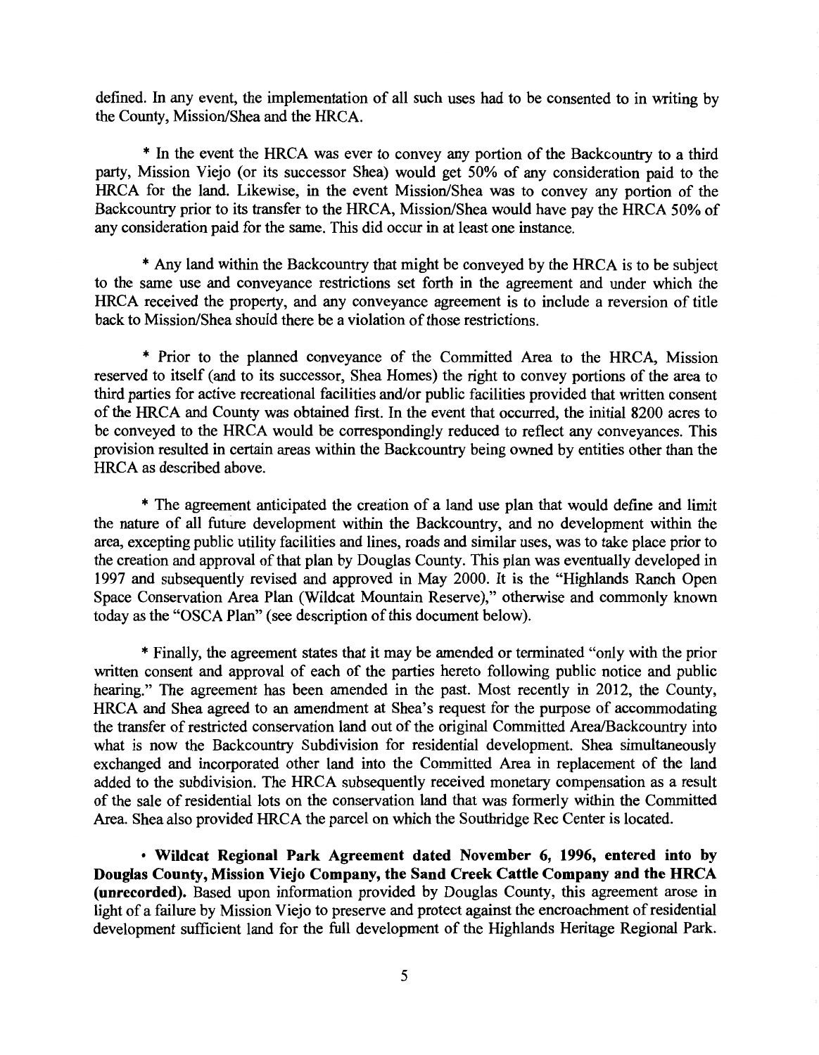defined. In any event, the implementation of all such uses had to be consented to in writing by the County, Mission/Shea and the HRCA.

* In the event the HRCA was ever to convey any portion of the Backcountry to a third party, Mission Viejo (or its successor Shea) would get 50% of any consideration paid to the HRCA for the land. Likewise, in the event Mission/Shea was to convey any portion of the Backcountry prior to its transfer to the HRCA, Mission/Shea would have pay the HRCA 50% of any consideration paid for the same. This did occur in at least one instance.

* Any land within the Backcountry that might be conveyed by the HRCA is to be subject to the same use and conveyance restrictions set forth in the agreement and under which the HRCA received the property, and any conveyance agreement is to include a reversion of title back to Mission/Shea should there be a violation of those restrictions.

* Prior to the planned conveyance of the Committed Area to the HRCA, Mission reserved to itself (and to its successor, Shea Homes) the right to convey portions of the area to third parties for active recreational facilities and/or public facilities provided that written consent of the HRCA and County was obtained first. In the event that occurred, the initial 8200 acres to be conveyed to the HRCA would be correspondingly reduced to reflect any conveyances. This provision resulted in certain areas within the Backcountry being owned by entities other than the HRCA as described above.

* The agreement anticipated the creation of a land use plan that would define and limit the nature of all future development within the Backcountry, and no development within the area, excepting public utility facilities and lines, roads and similar uses, was to take place prior to the creation and approval of that plan by Douglas County. This plan was eventually developed in 1997 and subsequently revised and approved in May 2000. It is the "Highlands Ranch Open Space Conservation Area Plan (Wildcat Mountain Reserve)," otherwise and commonly known today as the "OSCA Plan" (see description of this document below).

* Finally, the agreement states that it may be amended or terminated "only with the prior written consent and approval of each of the parties hereto following public notice and public hearing." The agreement has been amended in the past. Most recently in 2012, the County, HRCA and Shea agreed to an amendment at Shea's request for the purpose of accommodating the transfer of restricted conservation land out of the original Committed Area/Backcountry into what is now the Backcountry Subdivision for residential development. Shea simultaneously exchanged and incorporated other land into the Committed Area in replacement of the land added to the subdivision. The HRCA subsequently received monetary compensation as a result of the sale of residential lots on the conservation land that was formerly within the Committed Area. Shea also provided HRCA the parcel on which the Southbridge Rec Center is located.

• **Wildcat Regional Park Agreement dated November 6, 1996, entered into by Douglas County, Mission Viejo Company, the Sand Creek Cattle Company and the HRCA (unrecorded).** Based upon information provided by Douglas County, this agreement arose in light of a failure by Mission Viejo to preserve and protect against the encroachment of residential development sufficient land for the full development of the Highlands Heritage Regional Park.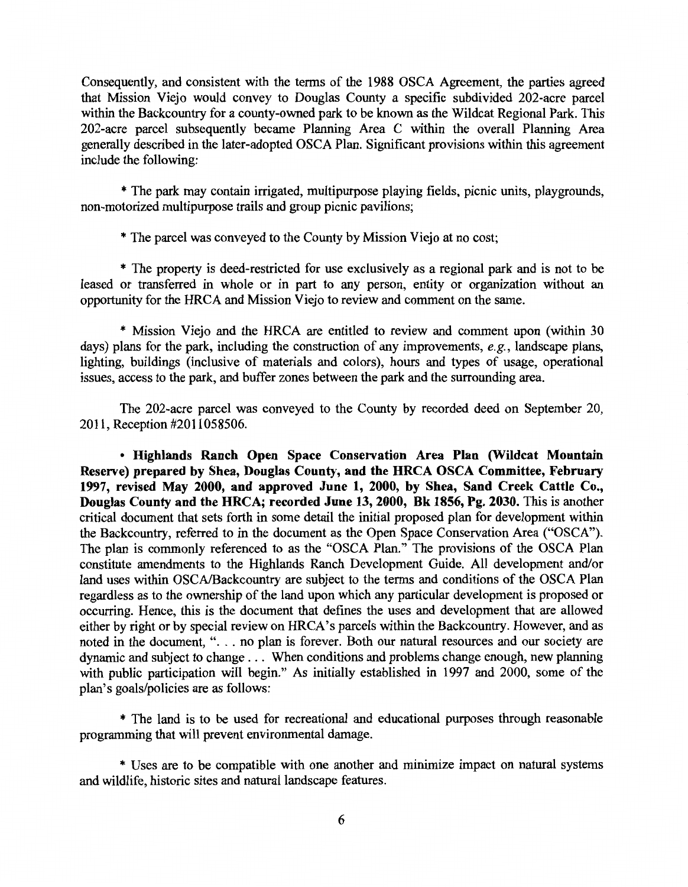Consequently, and consistent with the terms of the 1988 OSCA Agreement, the parties agreed that Mission Viejo would convey to Douglas County a specific subdivided 202-acre parcel within the Backcountry for a county-owned park to be known as the Wildcat Regional Park. This 202-acre parcel subsequently became Planning Area C within the overall Planning Area generally described in the later-adopted OSCA Plan. Significant provisions within this agreement include the following:

* The park may contain irrigated, multipurpose playing fields, picnic units, playgrounds, non-motorized multipurpose trails and group picnic pavilions;

* The parcel was conveyed to the County by Mission Viejo at no cost;

* The property is deed-restricted for use exclusively as a regional park and is not to be leased or transferred in whole or in part to any person, entity or organization without an opportunity for the HRCA and Mission Viejo to review and comment on the same.

* Mission Viejo and the HRCA are entitled to review and comment upon (within 30 days) plans for the park, including the construction of any improvements, *e.g.*, landscape plans, lighting, buildings (inclusive of materials and colors), hours and types of usage, operational issues, access to the park, and buffer zones between the park and the surrounding area.

The 202-acre parcel was conveyed to the County by recorded deed on September 20, 2011, Reception #2011058506.

• **Highlands Ranch Open Space Conservation Area Plan (Wildcat Mountain Reserve) prepared by Shea, Douglas County, and the HRCA OSCA Committee, February 1997, revised May 2000, and approved June 1, 2000, by Shea, Sand Creek Cattle Co., Douglas County and the HRCA; recorded June 13, 2000, Bk 1856, Pg. 2030.** This is another critical document that sets forth in some detail the initial proposed plan for development within the Backcountry, referred to in the document as the Open Space Conservation Area ("OSCA"). The plan is commonly referenced to as the "OSCA Plan." The provisions of the OSCA Plan constitute amendments to the Highlands Ranch Development Guide. All development and/or land uses within OSCA/Backcountry are subject to the terms and conditions of the OSCA Plan regardless as to the ownership of the land upon which any particular development is proposed or occurring. Hence, this is the document that defines the uses and development that are allowed either by right or by special review on HRCA's parcels within the Backcountry. However, and as noted in the document, ". . . no plan is forever. Both our natural resources and our society are dynamic and subject to change . . . When conditions and problems change enough, new planning with public participation will begin." As initially established in 1997 and 2000, some of the plan's goals/policies are as follows:

* The land is to be used for recreational and educational purposes through reasonable programming that will prevent environmental damage.

* Uses are to be compatible with one another and minimize impact on natural systems and wildlife, historic sites and natural landscape features.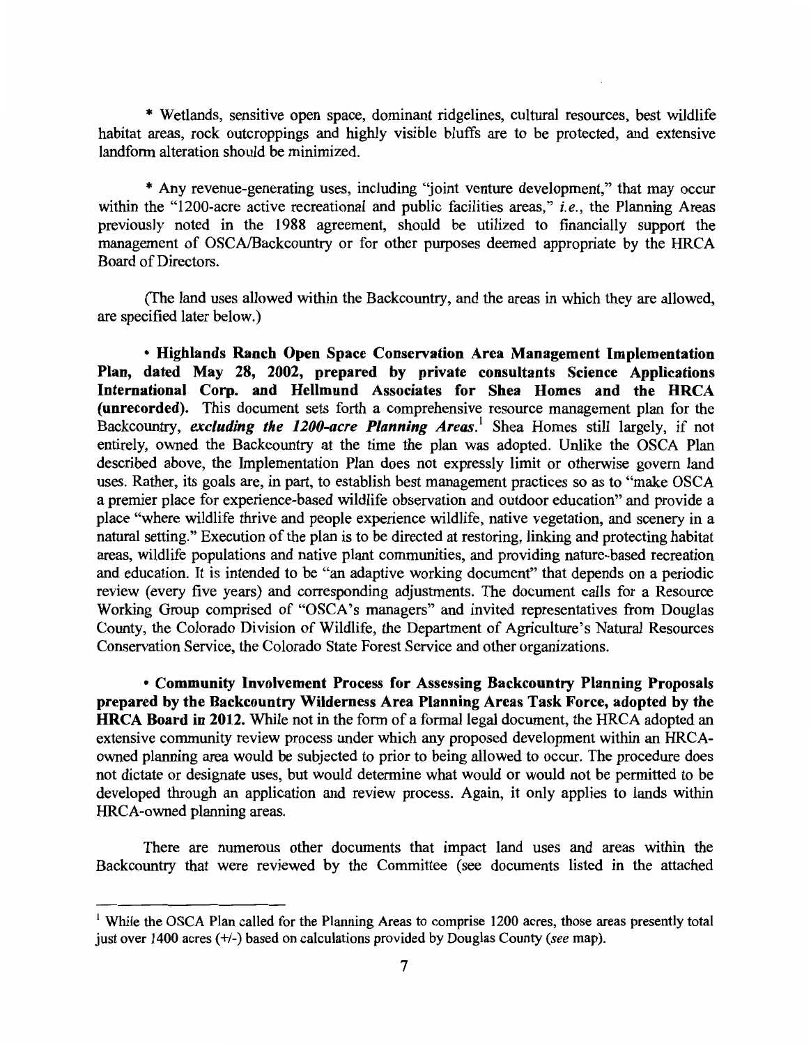* Wetlands, sensitive open space, dominant ridgelines, cultural resources, best wildlife habitat areas, rock outcroppings and highly visible bluffs are to be protected, and extensive landform alteration should be minimized.

* Any revenue-generating uses, including "joint venture development," that may occur within the "1200-acre active recreational and public facilities areas," *i.e.*, the Planning Areas previously noted in the 1988 agreement, should be utilized to financially support the management of OSCA/Backcountry or for other purposes deemed appropriate by the HRCA Board of Directors.

(The land uses allowed within the Backcountry, and the areas in which they are allowed, are specified later below.)

• **Highlands Ranch Open Space Conservation Area Management Implementation Plan, dated May 28, 2002, prepared by private consultants Science Applications International Corp. and Hellmund Associates for Shea Homes and the HRCA (unrecorded).** This document sets forth a comprehensive resource management plan for the Backcountry, ***excluding the 1200-acre Planning Areas.***[1] Shea Homes still largely, if not entirely, owned the Backcountry at the time the plan was adopted. Unlike the OSCA Plan described above, the Implementation Plan does not expressly limit or otherwise govern land uses. Rather, its goals are, in part, to establish best management practices so as to "make OSCA a premier place for experience-based wildlife observation and outdoor education" and provide a place "where wildlife thrive and people experience wildlife, native vegetation, and scenery in a natural setting." Execution of the plan is to be directed at restoring, linking and protecting habitat areas, wildlife populations and native plant communities, and providing nature-based recreation and education. It is intended to be "an adaptive working document" that depends on a periodic review (every five years) and corresponding adjustments. The document calls for a Resource Working Group comprised of "OSCA's managers" and invited representatives from Douglas County, the Colorado Division of Wildlife, the Department of Agriculture's Natural Resources Conservation Service, the Colorado State Forest Service and other organizations.

• **Community Involvement Process for Assessing Backcountry Planning Proposals prepared by the Backcountry Wilderness Area Planning Areas Task Force, adopted by the HRCA Board in 2012.** While not in the form of a formal legal document, the HRCA adopted an extensive community review process under which any proposed development within an HRCA-owned planning area would be subjected to prior to being allowed to occur. The procedure does not dictate or designate uses, but would determine what would or would not be permitted to be developed through an application and review process. Again, it only applies to lands within HRCA-owned planning areas.

There are numerous other documents that impact land uses and areas within the Backcountry that were reviewed by the Committee (see documents listed in the attached

---

[1] While the OSCA Plan called for the Planning Areas to comprise 1200 acres, those areas presently total just over 1400 acres (+/-) based on calculations provided by Douglas County (*see* map).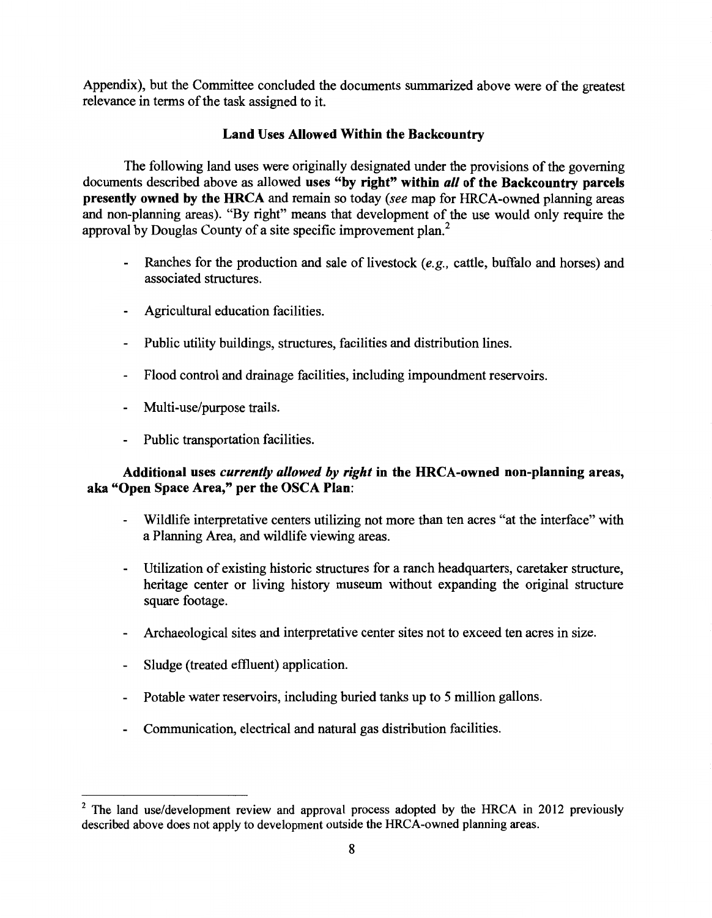Appendix), but the Committee concluded the documents summarized above were of the greatest relevance in terms of the task assigned to it.

### Land Uses Allowed Within the Backcountry

The following land uses were originally designated under the provisions of the governing documents described above as allowed **uses "by right" within *all* of the Backcountry parcels presently owned by the HRCA** and remain so today (*see* map for HRCA-owned planning areas and non-planning areas). "By right" means that development of the use would only require the approval by Douglas County of a site specific improvement plan.[2]

- Ranches for the production and sale of livestock (*e.g.,* cattle, buffalo and horses) and associated structures.
- Agricultural education facilities.
- Public utility buildings, structures, facilities and distribution lines.
- Flood control and drainage facilities, including impoundment reservoirs.
- Multi-use/purpose trails.
- Public transportation facilities.

**Additional uses *currently allowed by right* in the HRCA-owned non-planning areas, aka "Open Space Area," per the OSCA Plan**:

- Wildlife interpretative centers utilizing not more than ten acres "at the interface" with a Planning Area, and wildlife viewing areas.
- Utilization of existing historic structures for a ranch headquarters, caretaker structure, heritage center or living history museum without expanding the original structure square footage.
- Archaeological sites and interpretative center sites not to exceed ten acres in size.
- Sludge (treated effluent) application.
- Potable water reservoirs, including buried tanks up to 5 million gallons.
- Communication, electrical and natural gas distribution facilities.

---

[2] The land use/development review and approval process adopted by the HRCA in 2012 previously described above does not apply to development outside the HRCA-owned planning areas.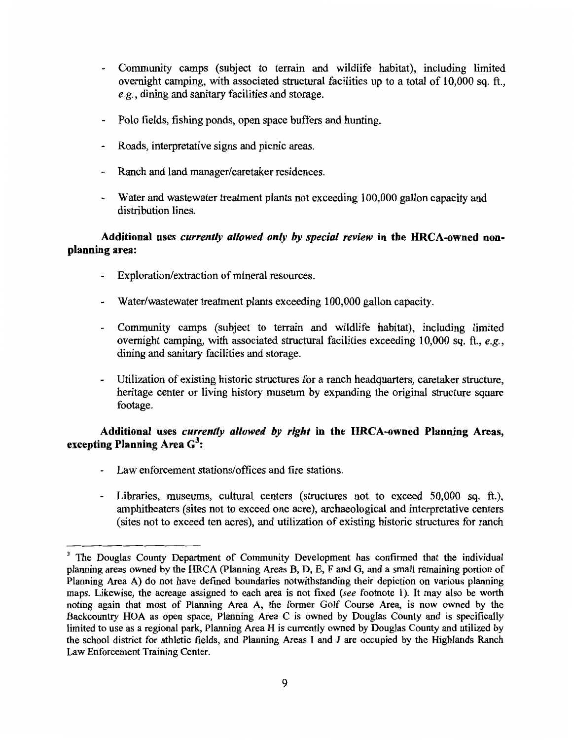- Community camps (subject to terrain and wildlife habitat), including limited overnight camping, with associated structural facilities up to a total of 10,000 sq. ft., *e.g.*, dining and sanitary facilities and storage.

- Polo fields, fishing ponds, open space buffers and hunting.

- Roads, interpretative signs and picnic areas.

- Ranch and land manager/caretaker residences.

- Water and wastewater treatment plants not exceeding 100,000 gallon capacity and distribution lines.

**Additional uses *currently allowed only by special review* in the HRCA-owned non-planning area:**

- Exploration/extraction of mineral resources.

- Water/wastewater treatment plants exceeding 100,000 gallon capacity.

- Community camps (subject to terrain and wildlife habitat), including limited overnight camping, with associated structural facilities exceeding 10,000 sq. ft., *e.g.*, dining and sanitary facilities and storage.

- Utilization of existing historic structures for a ranch headquarters, caretaker structure, heritage center or living history museum by expanding the original structure square footage.

**Additional uses *currently allowed by right* in the HRCA-owned Planning Areas, excepting Planning Area G[3]:**

- Law enforcement stations/offices and fire stations.

- Libraries, museums, cultural centers (structures not to exceed 50,000 sq. ft.), amphitheaters (sites not to exceed one acre), archaeological and interpretative centers (sites not to exceed ten acres), and utilization of existing historic structures for ranch

---

[3] The Douglas County Department of Community Development has confirmed that the individual planning areas owned by the HRCA (Planning Areas B, D, E, F and G, and a small remaining portion of Planning Area A) do not have defined boundaries notwithstanding their depiction on various planning maps. Likewise, the acreage assigned to each area is not fixed (*see* footnote 1). It may also be worth noting again that most of Planning Area A, the former Golf Course Area, is now owned by the Backcountry HOA as open space, Planning Area C is owned by Douglas County and is specifically limited to use as a regional park, Planning Area H is currently owned by Douglas County and utilized by the school district for athletic fields, and Planning Areas I and J are occupied by the Highlands Ranch Law Enforcement Training Center.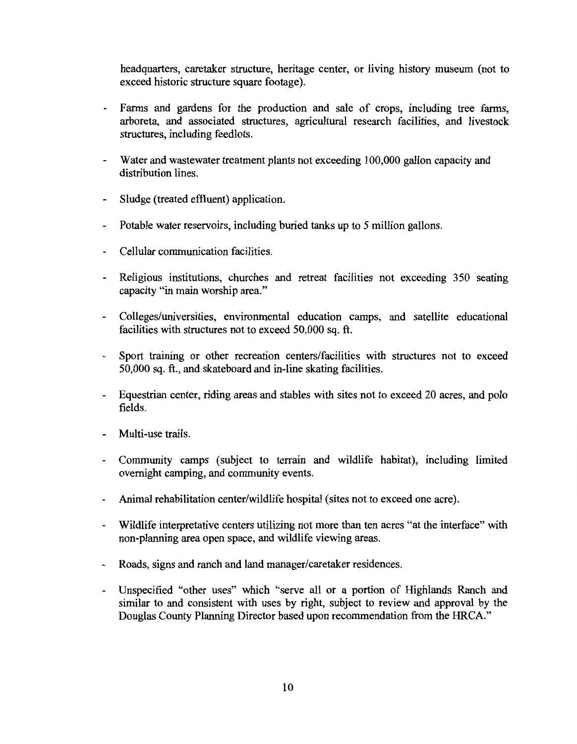headquarters, caretaker structure, heritage center, or living history museum (not to exceed historic structure square footage).

- Farms and gardens for the production and sale of crops, including tree farms, arboreta, and associated structures, agricultural research facilities, and livestock structures, including feedlots.
- Water and wastewater treatment plants not exceeding 100,000 gallon capacity and distribution lines.
- Sludge (treated effluent) application.
- Potable water reservoirs, including buried tanks up to 5 million gallons.
- Cellular communication facilities.
- Religious institutions, churches and retreat facilities not exceeding 350 seating capacity "in main worship area."
- Colleges/universities, environmental education camps, and satellite educational facilities with structures not to exceed 50,000 sq. ft.
- Sport training or other recreation centers/facilities with structures not to exceed 50,000 sq. ft., and skateboard and in-line skating facilities.
- Equestrian center, riding areas and stables with sites not to exceed 20 acres, and polo fields.
- Multi-use trails.
- Community camps (subject to terrain and wildlife habitat), including limited overnight camping, and community events.
- Animal rehabilitation center/wildlife hospital (sites not to exceed one acre).
- Wildlife interpretative centers utilizing not more than ten acres "at the interface" with non-planning area open space, and wildlife viewing areas.
- Roads, signs and ranch and land manager/caretaker residences.
- Unspecified "other uses" which "serve all or a portion of Highlands Ranch and similar to and consistent with uses by right, subject to review and approval by the Douglas County Planning Director based upon recommendation from the HRCA."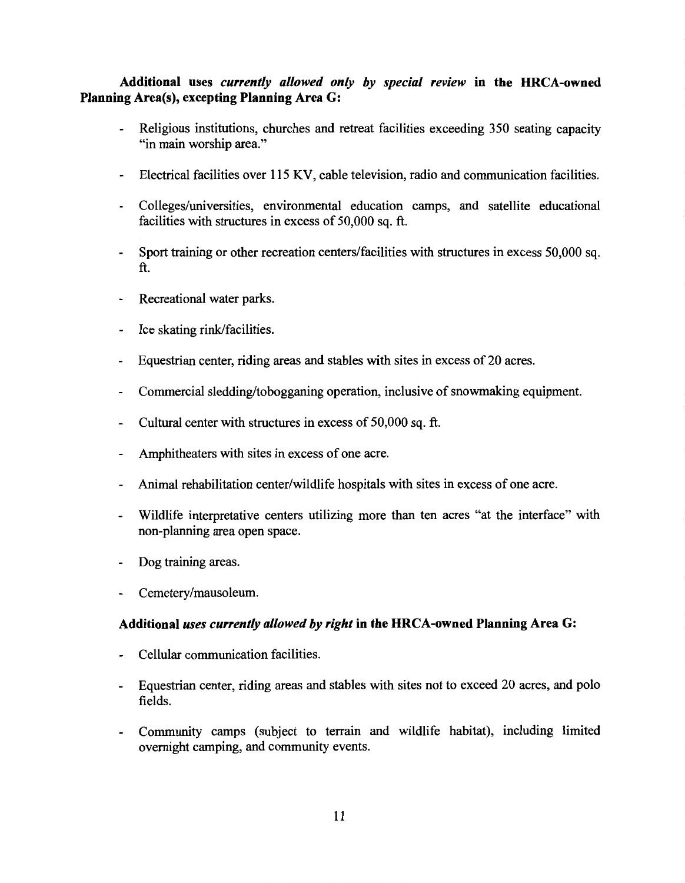**Additional uses *currently allowed only by special review* in the HRCA-owned Planning Area(s), excepting Planning Area G:**

- Religious institutions, churches and retreat facilities exceeding 350 seating capacity "in main worship area."
- Electrical facilities over 115 KV, cable television, radio and communication facilities.
- Colleges/universities, environmental education camps, and satellite educational facilities with structures in excess of 50,000 sq. ft.
- Sport training or other recreation centers/facilities with structures in excess 50,000 sq. ft.
- Recreational water parks.
- Ice skating rink/facilities.
- Equestrian center, riding areas and stables with sites in excess of 20 acres.
- Commercial sledding/tobogganing operation, inclusive of snowmaking equipment.
- Cultural center with structures in excess of 50,000 sq. ft.
- Amphitheaters with sites in excess of one acre.
- Animal rehabilitation center/wildlife hospitals with sites in excess of one acre.
- Wildlife interpretative centers utilizing more than ten acres "at the interface" with non-planning area open space.
- Dog training areas.
- Cemetery/mausoleum.

**Additional *uses currently allowed by right* in the HRCA-owned Planning Area G:**

- Cellular communication facilities.
- Equestrian center, riding areas and stables with sites not to exceed 20 acres, and polo fields.
- Community camps (subject to terrain and wildlife habitat), including limited overnight camping, and community events.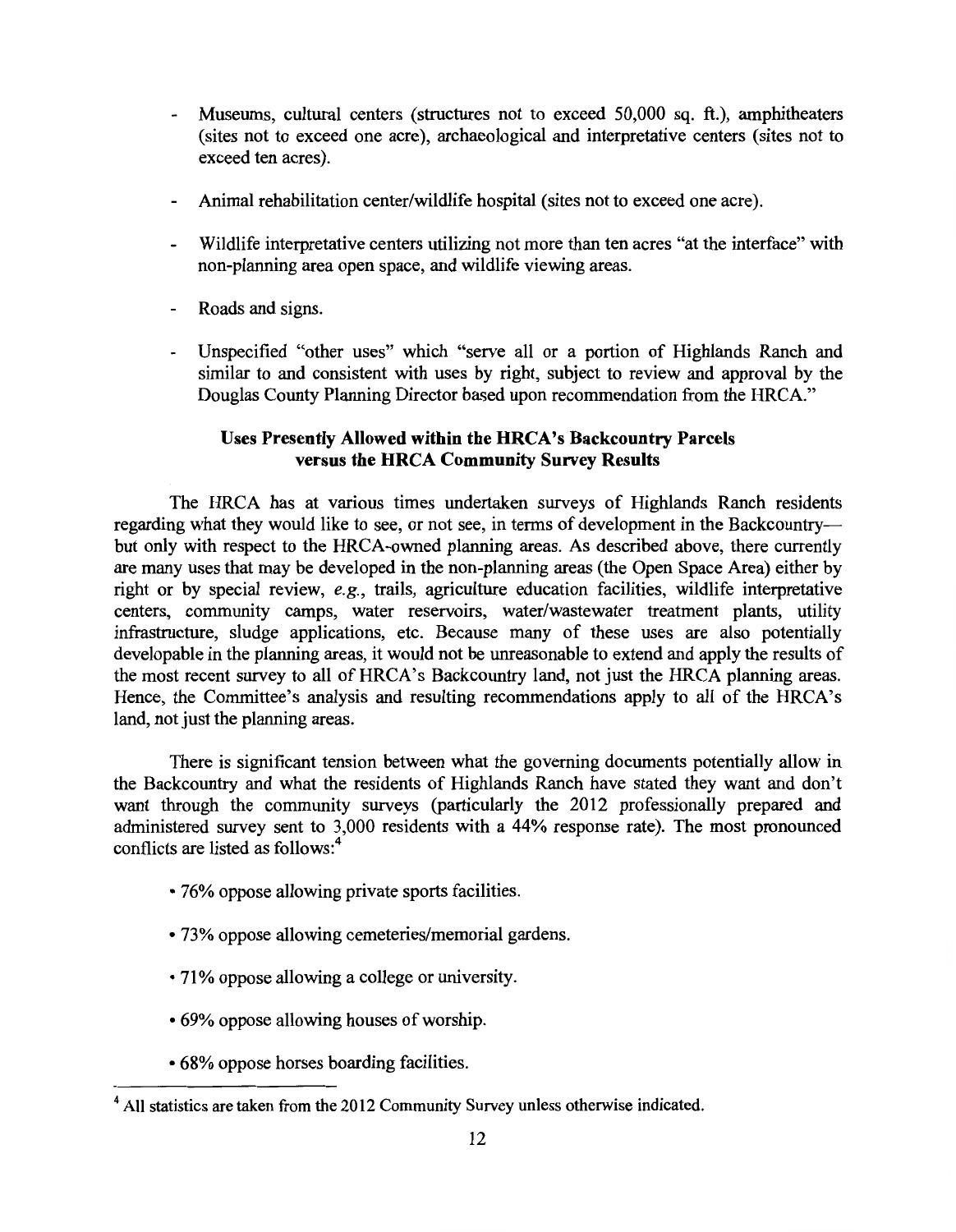- Museums, cultural centers (structures not to exceed 50,000 sq. ft.), amphitheaters (sites not to exceed one acre), archaeological and interpretative centers (sites not to exceed ten acres).

- Animal rehabilitation center/wildlife hospital (sites not to exceed one acre).

- Wildlife interpretative centers utilizing not more than ten acres "at the interface" with non-planning area open space, and wildlife viewing areas.

- Roads and signs.

- Unspecified "other uses" which "serve all or a portion of Highlands Ranch and similar to and consistent with uses by right, subject to review and approval by the Douglas County Planning Director based upon recommendation from the HRCA."

### Uses Presently Allowed within the HRCA's Backcountry Parcels versus the HRCA Community Survey Results

The HRCA has at various times undertaken surveys of Highlands Ranch residents regarding what they would like to see, or not see, in terms of development in the Backcountry—but only with respect to the HRCA-owned planning areas. As described above, there currently are many uses that may be developed in the non-planning areas (the Open Space Area) either by right or by special review, *e.g.*, trails, agriculture education facilities, wildlife interpretative centers, community camps, water reservoirs, water/wastewater treatment plants, utility infrastructure, sludge applications, etc. Because many of these uses are also potentially developable in the planning areas, it would not be unreasonable to extend and apply the results of the most recent survey to all of HRCA's Backcountry land, not just the HRCA planning areas. Hence, the Committee's analysis and resulting recommendations apply to all of the HRCA's land, not just the planning areas.

There is significant tension between what the governing documents potentially allow in the Backcountry and what the residents of Highlands Ranch have stated they want and don't want through the community surveys (particularly the 2012 professionally prepared and administered survey sent to 3,000 residents with a 44% response rate). The most pronounced conflicts are listed as follows:[4]

- 76% oppose allowing private sports facilities.

- 73% oppose allowing cemeteries/memorial gardens.

- 71% oppose allowing a college or university.

- 69% oppose allowing houses of worship.

- 68% oppose horses boarding facilities.

[4] All statistics are taken from the 2012 Community Survey unless otherwise indicated.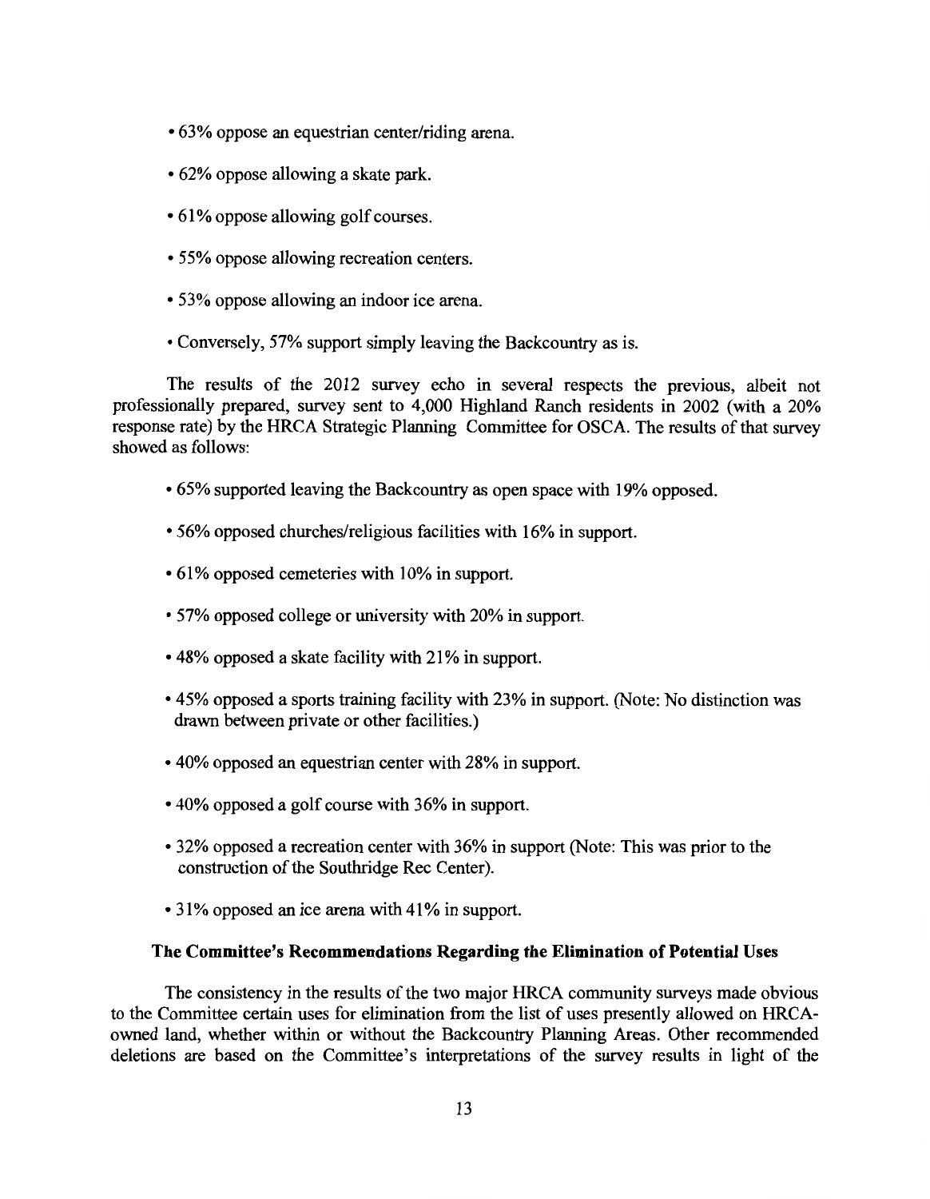- 63% oppose an equestrian center/riding arena.
- 62% oppose allowing a skate park.
- 61% oppose allowing golf courses.
- 55% oppose allowing recreation centers.
- 53% oppose allowing an indoor ice arena.
- Conversely, 57% support simply leaving the Backcountry as is.

The results of the 2012 survey echo in several respects the previous, albeit not professionally prepared, survey sent to 4,000 Highland Ranch residents in 2002 (with a 20% response rate) by the HRCA Strategic Planning Committee for OSCA. The results of that survey showed as follows:

- 65% supported leaving the Backcountry as open space with 19% opposed.
- 56% opposed churches/religious facilities with 16% in support.
- 61% opposed cemeteries with 10% in support.
- 57% opposed college or university with 20% in support.
- 48% opposed a skate facility with 21% in support.
- 45% opposed a sports training facility with 23% in support. (Note: No distinction was drawn between private or other facilities.)
- 40% opposed an equestrian center with 28% in support.
- 40% opposed a golf course with 36% in support.
- 32% opposed a recreation center with 36% in support (Note: This was prior to the construction of the Southridge Rec Center).
- 31% opposed an ice arena with 41% in support.

### The Committee's Recommendations Regarding the Elimination of Potential Uses

The consistency in the results of the two major HRCA community surveys made obvious to the Committee certain uses for elimination from the list of uses presently allowed on HRCA-owned land, whether within or without the Backcountry Planning Areas. Other recommended deletions are based on the Committee's interpretations of the survey results in light of the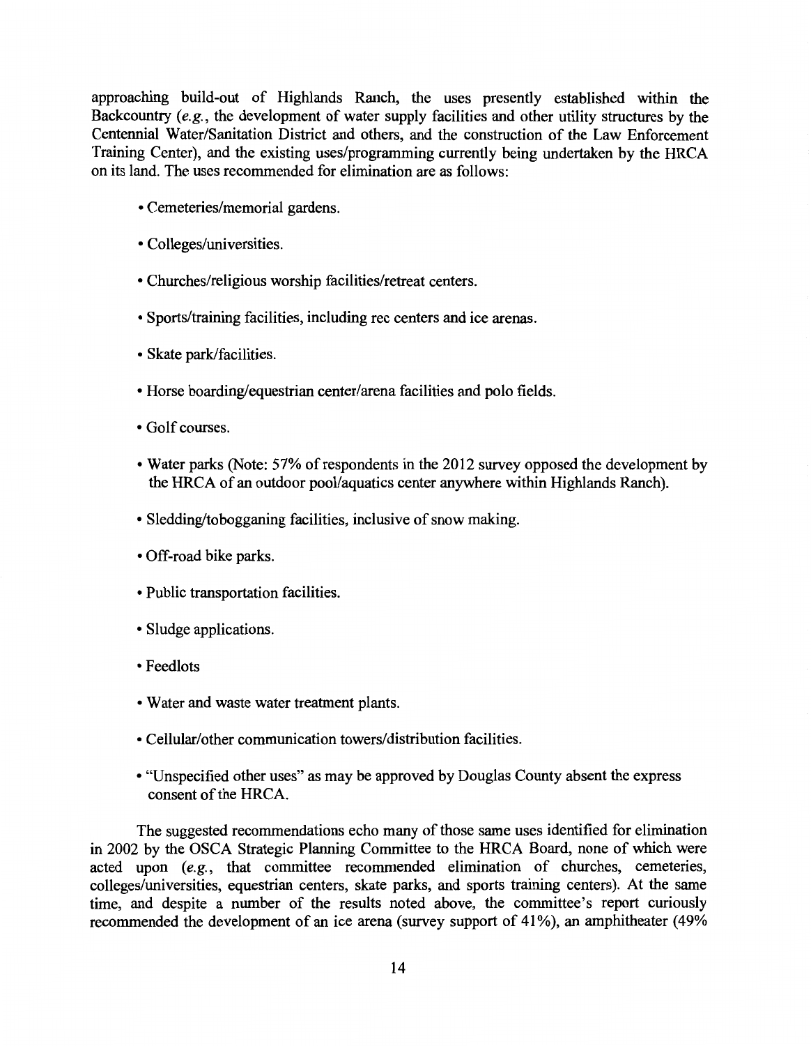approaching build-out of Highlands Ranch, the uses presently established within the Backcountry (*e.g.*, the development of water supply facilities and other utility structures by the Centennial Water/Sanitation District and others, and the construction of the Law Enforcement Training Center), and the existing uses/programming currently being undertaken by the HRCA on its land. The uses recommended for elimination are as follows:

- Cemeteries/memorial gardens.
- Colleges/universities.
- Churches/religious worship facilities/retreat centers.
- Sports/training facilities, including rec centers and ice arenas.
- Skate park/facilities.
- Horse boarding/equestrian center/arena facilities and polo fields.
- Golf courses.
- Water parks (Note: 57% of respondents in the 2012 survey opposed the development by the HRCA of an outdoor pool/aquatics center anywhere within Highlands Ranch).
- Sledding/tobogganing facilities, inclusive of snow making.
- Off-road bike parks.
- Public transportation facilities.
- Sludge applications.
- Feedlots
- Water and waste water treatment plants.
- Cellular/other communication towers/distribution facilities.
- "Unspecified other uses" as may be approved by Douglas County absent the express consent of the HRCA.

The suggested recommendations echo many of those same uses identified for elimination in 2002 by the OSCA Strategic Planning Committee to the HRCA Board, none of which were acted upon (*e.g.*, that committee recommended elimination of churches, cemeteries, colleges/universities, equestrian centers, skate parks, and sports training centers). At the same time, and despite a number of the results noted above, the committee's report curiously recommended the development of an ice arena (survey support of 41%), an amphitheater (49%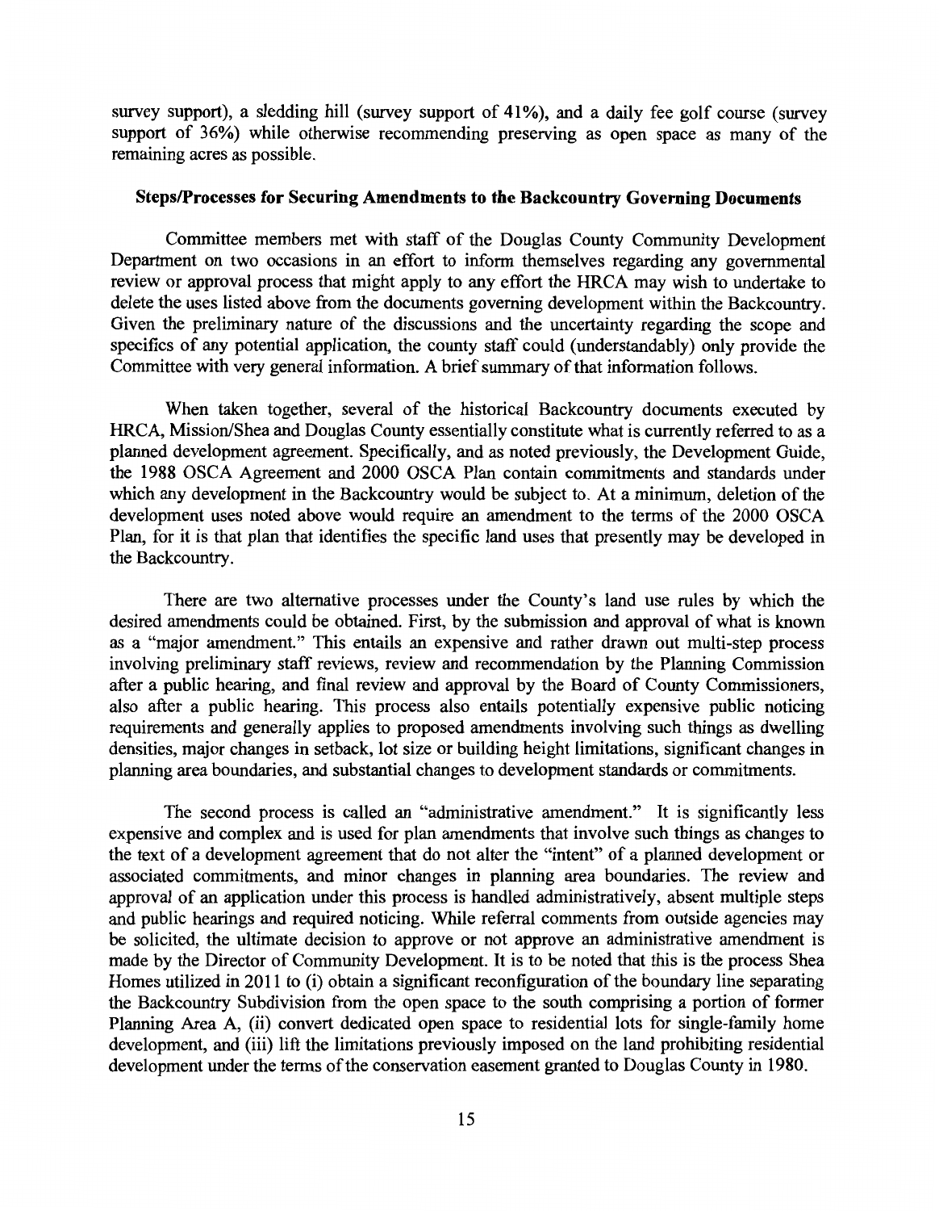survey support), a sledding hill (survey support of 41%), and a daily fee golf course (survey support of 36%) while otherwise recommending preserving as open space as many of the remaining acres as possible.

### Steps/Processes for Securing Amendments to the Backcountry Governing Documents

Committee members met with staff of the Douglas County Community Development Department on two occasions in an effort to inform themselves regarding any governmental review or approval process that might apply to any effort the HRCA may wish to undertake to delete the uses listed above from the documents governing development within the Backcountry. Given the preliminary nature of the discussions and the uncertainty regarding the scope and specifics of any potential application, the county staff could (understandably) only provide the Committee with very general information. A brief summary of that information follows.

When taken together, several of the historical Backcountry documents executed by HRCA, Mission/Shea and Douglas County essentially constitute what is currently referred to as a planned development agreement. Specifically, and as noted previously, the Development Guide, the 1988 OSCA Agreement and 2000 OSCA Plan contain commitments and standards under which any development in the Backcountry would be subject to. At a minimum, deletion of the development uses noted above would require an amendment to the terms of the 2000 OSCA Plan, for it is that plan that identifies the specific land uses that presently may be developed in the Backcountry.

There are two alternative processes under the County's land use rules by which the desired amendments could be obtained. First, by the submission and approval of what is known as a "major amendment." This entails an expensive and rather drawn out multi-step process involving preliminary staff reviews, review and recommendation by the Planning Commission after a public hearing, and final review and approval by the Board of County Commissioners, also after a public hearing. This process also entails potentially expensive public noticing requirements and generally applies to proposed amendments involving such things as dwelling densities, major changes in setback, lot size or building height limitations, significant changes in planning area boundaries, and substantial changes to development standards or commitments.

The second process is called an "administrative amendment." It is significantly less expensive and complex and is used for plan amendments that involve such things as changes to the text of a development agreement that do not alter the "intent" of a planned development or associated commitments, and minor changes in planning area boundaries. The review and approval of an application under this process is handled administratively, absent multiple steps and public hearings and required noticing. While referral comments from outside agencies may be solicited, the ultimate decision to approve or not approve an administrative amendment is made by the Director of Community Development. It is to be noted that this is the process Shea Homes utilized in 2011 to (i) obtain a significant reconfiguration of the boundary line separating the Backcountry Subdivision from the open space to the south comprising a portion of former Planning Area A, (ii) convert dedicated open space to residential lots for single-family home development, and (iii) lift the limitations previously imposed on the land prohibiting residential development under the terms of the conservation easement granted to Douglas County in 1980.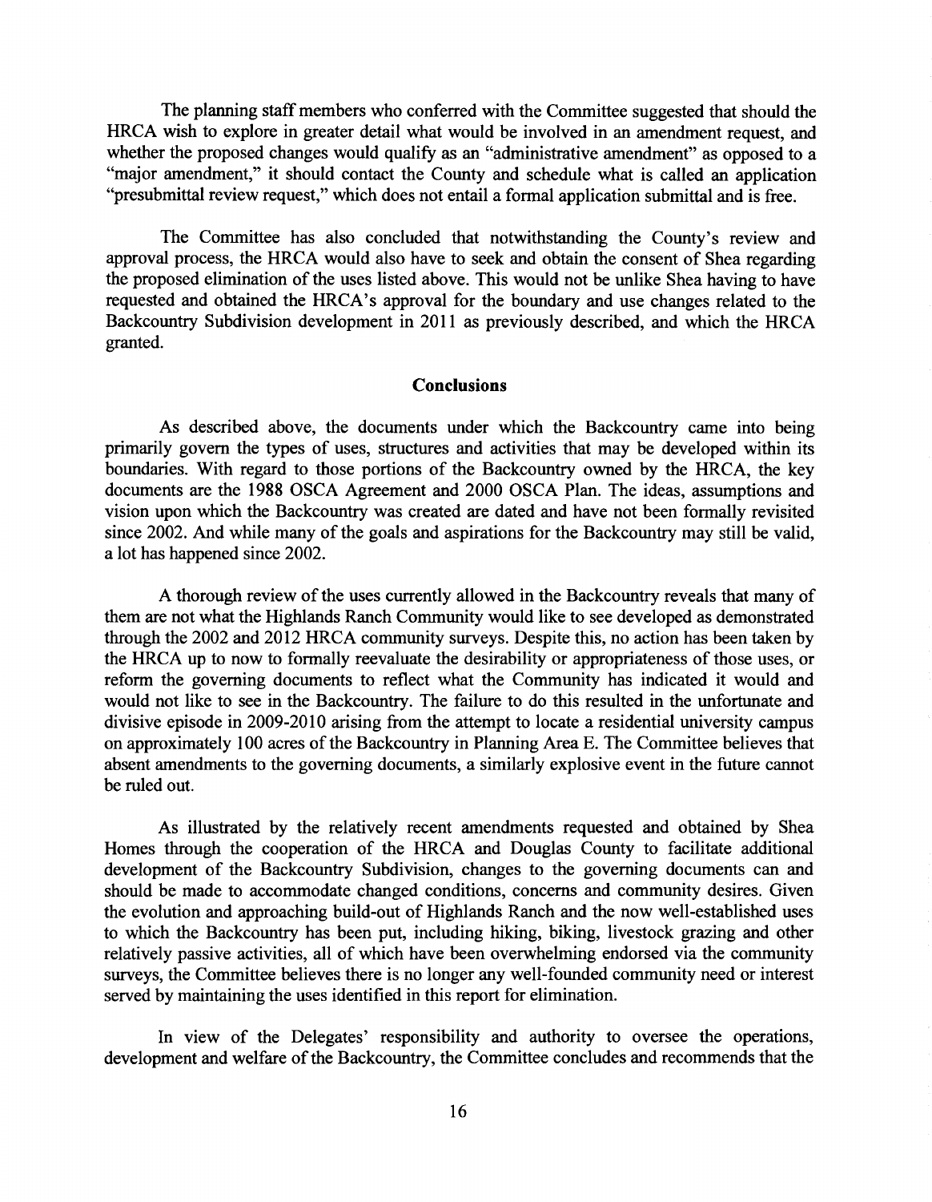The planning staff members who conferred with the Committee suggested that should the HRCA wish to explore in greater detail what would be involved in an amendment request, and whether the proposed changes would qualify as an "administrative amendment" as opposed to a "major amendment," it should contact the County and schedule what is called an application "presubmittal review request," which does not entail a formal application submittal and is free.

The Committee has also concluded that notwithstanding the County's review and approval process, the HRCA would also have to seek and obtain the consent of Shea regarding the proposed elimination of the uses listed above. This would not be unlike Shea having to have requested and obtained the HRCA's approval for the boundary and use changes related to the Backcountry Subdivision development in 2011 as previously described, and which the HRCA granted.

## Conclusions

As described above, the documents under which the Backcountry came into being primarily govern the types of uses, structures and activities that may be developed within its boundaries. With regard to those portions of the Backcountry owned by the HRCA, the key documents are the 1988 OSCA Agreement and 2000 OSCA Plan. The ideas, assumptions and vision upon which the Backcountry was created are dated and have not been formally revisited since 2002. And while many of the goals and aspirations for the Backcountry may still be valid, a lot has happened since 2002.

A thorough review of the uses currently allowed in the Backcountry reveals that many of them are not what the Highlands Ranch Community would like to see developed as demonstrated through the 2002 and 2012 HRCA community surveys. Despite this, no action has been taken by the HRCA up to now to formally reevaluate the desirability or appropriateness of those uses, or reform the governing documents to reflect what the Community has indicated it would and would not like to see in the Backcountry. The failure to do this resulted in the unfortunate and divisive episode in 2009-2010 arising from the attempt to locate a residential university campus on approximately 100 acres of the Backcountry in Planning Area E. The Committee believes that absent amendments to the governing documents, a similarly explosive event in the future cannot be ruled out.

As illustrated by the relatively recent amendments requested and obtained by Shea Homes through the cooperation of the HRCA and Douglas County to facilitate additional development of the Backcountry Subdivision, changes to the governing documents can and should be made to accommodate changed conditions, concerns and community desires. Given the evolution and approaching build-out of Highlands Ranch and the now well-established uses to which the Backcountry has been put, including hiking, biking, livestock grazing and other relatively passive activities, all of which have been overwhelming endorsed via the community surveys, the Committee believes there is no longer any well-founded community need or interest served by maintaining the uses identified in this report for elimination.

In view of the Delegates' responsibility and authority to oversee the operations, development and welfare of the Backcountry, the Committee concludes and recommends that the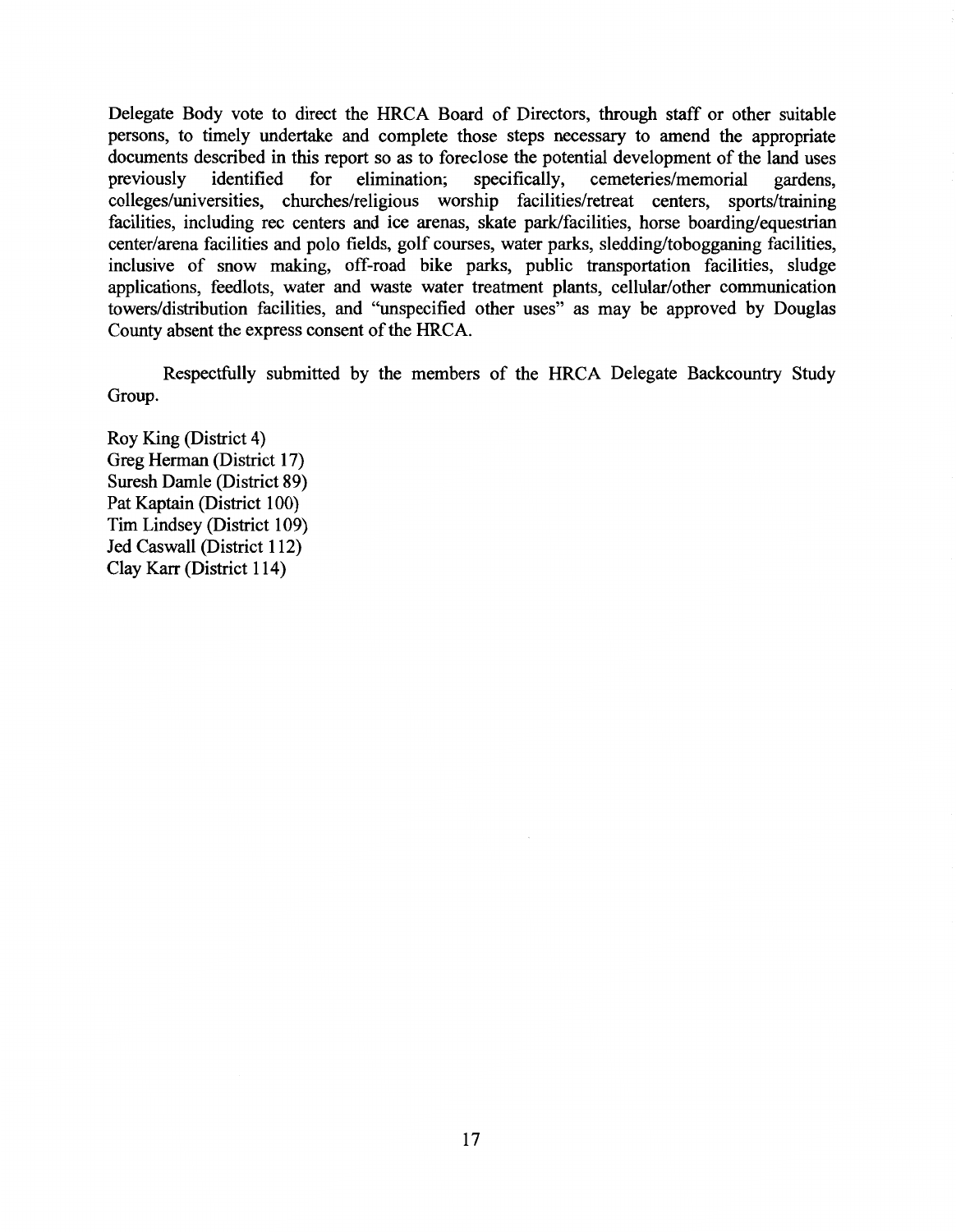Delegate Body vote to direct the HRCA Board of Directors, through staff or other suitable persons, to timely undertake and complete those steps necessary to amend the appropriate documents described in this report so as to foreclose the potential development of the land uses previously identified for elimination; specifically, cemeteries/memorial gardens, colleges/universities, churches/religious worship facilities/retreat centers, sports/training facilities, including rec centers and ice arenas, skate park/facilities, horse boarding/equestrian center/arena facilities and polo fields, golf courses, water parks, sledding/tobogganing facilities, inclusive of snow making, off-road bike parks, public transportation facilities, sludge applications, feedlots, water and waste water treatment plants, cellular/other communication towers/distribution facilities, and "unspecified other uses" as may be approved by Douglas County absent the express consent of the HRCA.

Respectfully submitted by the members of the HRCA Delegate Backcountry Study Group.

Roy King (District 4)  
Greg Herman (District 17)  
Suresh Damle (District 89)  
Pat Kaptain (District 100)  
Tim Lindsey (District 109)  
Jed Caswall (District 112)  
Clay Karr (District 114)